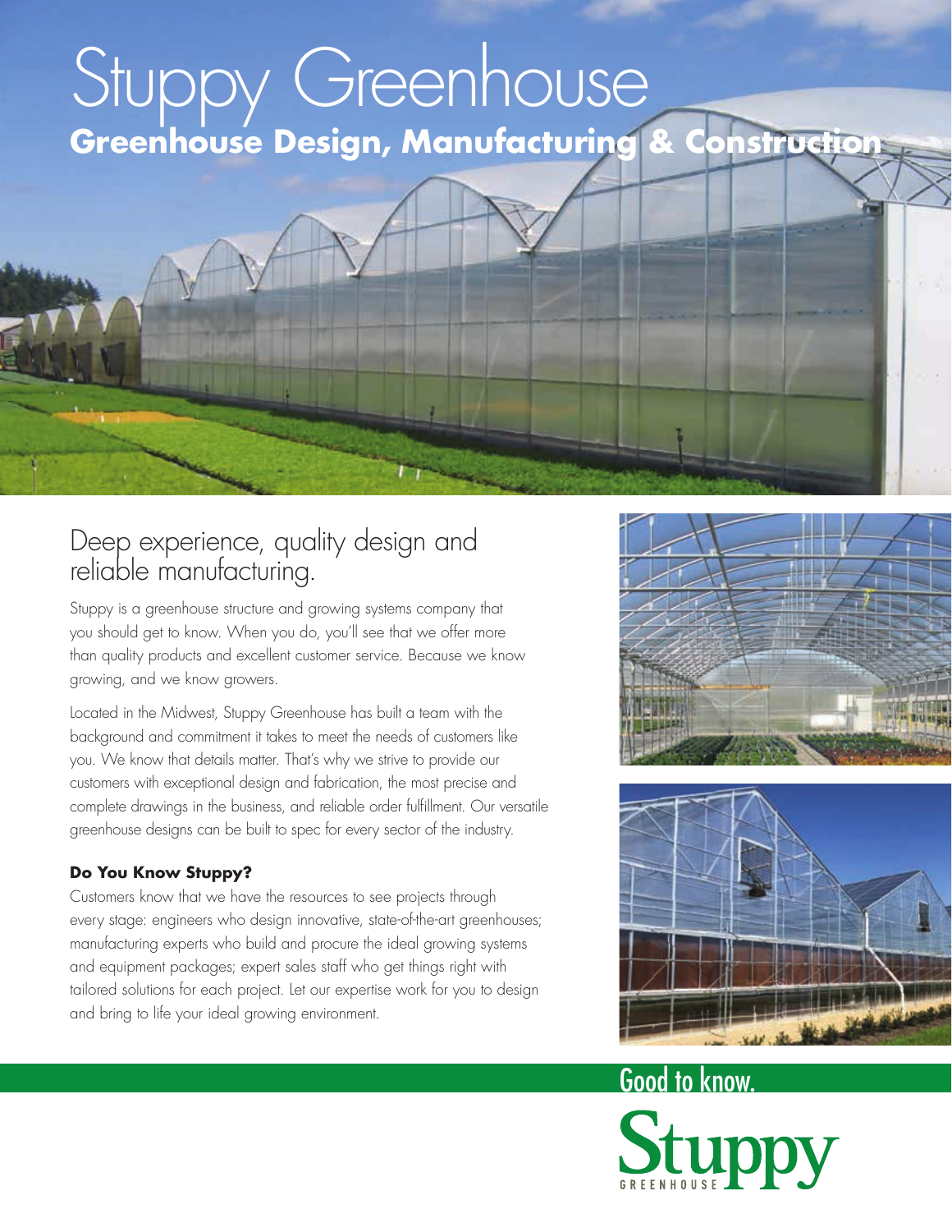# Stuppy Greenhouse

**Greenhouse Design, Manufacturing & Construction**

## Deep experience, quality design and reliable manufacturing.

Stuppy is a greenhouse structure and growing systems company that you should get to know. When you do, you'll see that we offer more than quality products and excellent customer service. Because we know growing, and we know growers.

Located in the Midwest, Stuppy Greenhouse has built a team with the background and commitment it takes to meet the needs of customers like you. We know that details matter. That's why we strive to provide our customers with exceptional design and fabrication, the most precise and complete drawings in the business, and reliable order fulfillment. Our versatile greenhouse designs can be built to spec for every sector of the industry.

**Do You Know Stuppy?**

Customers know that we have the resources to see projects through every stage: engineers who design innovative, state-of-the-art greenhouses; manufacturing experts who build and procure the ideal growing systems and equipment packages; expert sales staff who get things right with tailored solutions for each project. Let our expertise work for you to design and bring to life your ideal growing environment.

Good to know.

Stuppy GREENHOUSE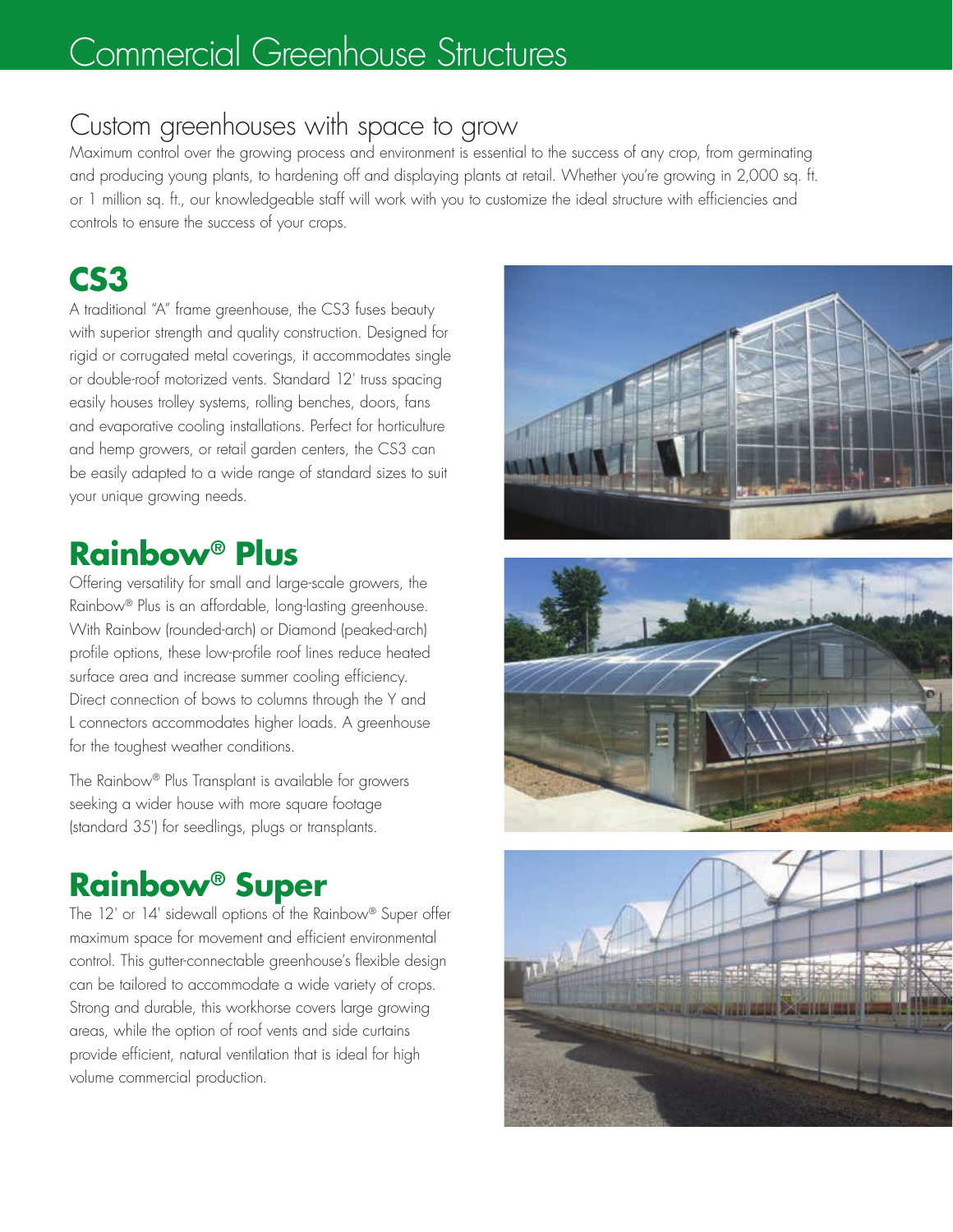# Commercial Greenhouse Structures

## Custom greenhouses with space to grow

Maximum control over the growing process and environment is essential to the success of any crop, from germinating and producing young plants, to hardening off and displaying plants at retail. Whether you're growing in 2,000 sq. ft. or 1 million sq. ft., our knowledgeable staff will work with you to customize the ideal structure with efficiencies and controls to ensure the success of your crops.

## CS3

A traditional "A" frame greenhouse, the CS3 fuses beauty with superior strength and quality construction. Designed for rigid or corrugated metal coverings, it accommodates single or double-roof motorized vents. Standard 12' truss spacing easily houses trolley systems, rolling benches, doors, fans and evaporative cooling installations. Perfect for horticulture and hemp growers, or retail garden centers, the CS3 can be easily adapted to a wide range of standard sizes to suit your unique growing needs.

## Rainbow® Plus

Offering versatility for small and large-scale growers, the Rainbow® Plus is an affordable, long-lasting greenhouse. With Rainbow (rounded-arch) or Diamond (peaked-arch) profile options, these low-profile roof lines reduce heated surface area and increase summer cooling efficiency. Direct connection of bows to columns through the Y and L connectors accommodates higher loads. A greenhouse for the toughest weather conditions.

The Rainbow® Plus Transplant is available for growers seeking a wider house with more square footage (standard 35') for seedlings, plugs or transplants.

## Rainbow® Super

The 12' or 14' sidewall options of the Rainbow® Super offer maximum space for movement and efficient environmental control. This gutter-connectable greenhouse's flexible design can be tailored to accommodate a wide variety of crops. Strong and durable, this workhorse covers large growing areas, while the option of roof vents and side curtains provide efficient, natural ventilation that is ideal for high volume commercial production.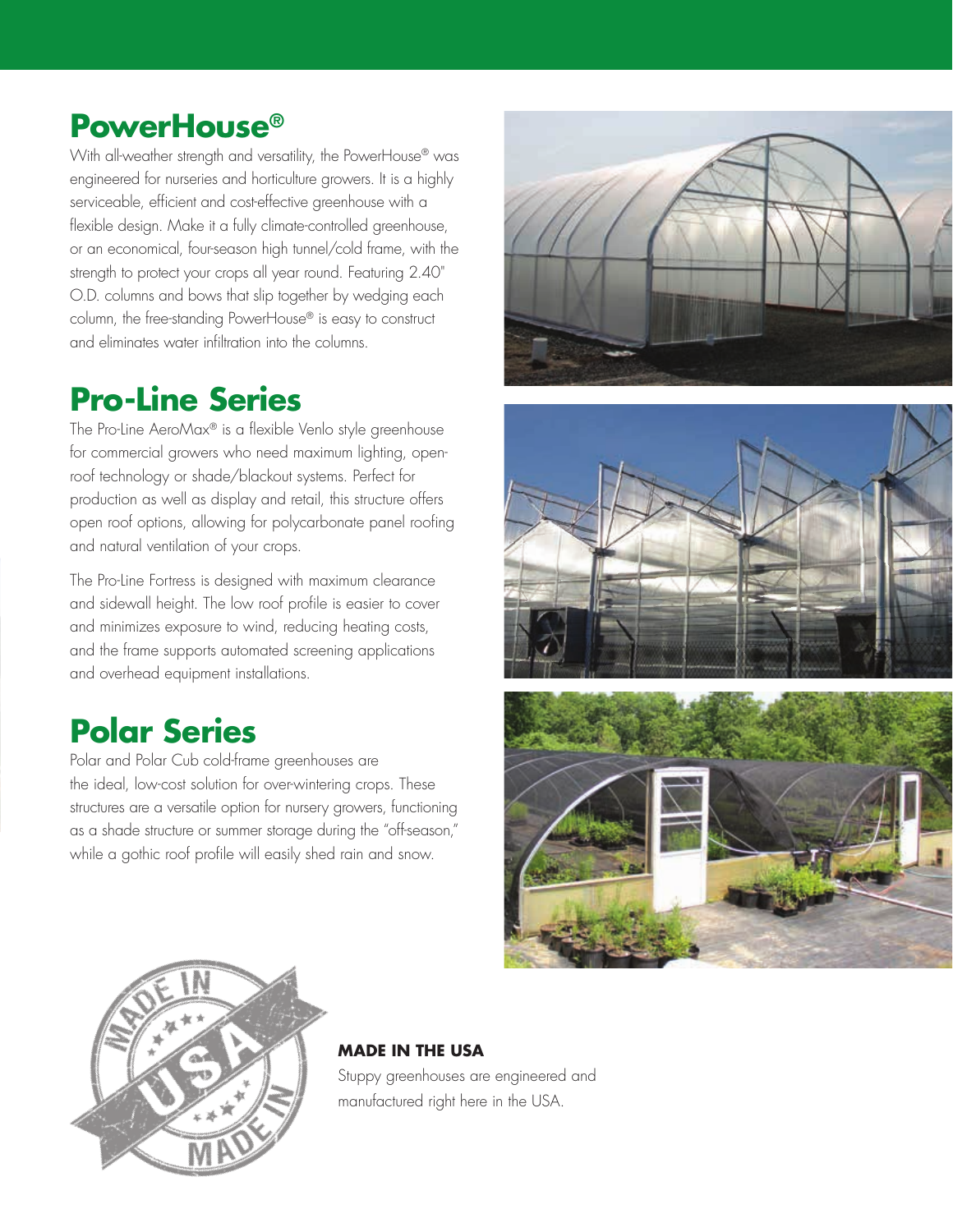## PowerHouse®

With all-weather strength and versatility, the PowerHouse® was engineered for nurseries and horticulture growers. It is a highly serviceable, efficient and cost-effective greenhouse with a flexible design. Make it a fully climate-controlled greenhouse, or an economical, four-season high tunnel/cold frame, with the strength to protect your crops all year round. Featuring 2.40" O.D. columns and bows that slip together by wedging each column, the free-standing PowerHouse® is easy to construct and eliminates water infiltration into the columns.

## Pro-Line Series

The Pro-Line AeroMax® is a flexible Venlo style greenhouse for commercial growers who need maximum lighting, open-roof technology or shade/blackout systems. Perfect for production as well as display and retail, this structure offers open roof options, allowing for polycarbonate panel roofing and natural ventilation of your crops.

The Pro-Line Fortress is designed with maximum clearance and sidewall height. The low roof profile is easier to cover and minimizes exposure to wind, reducing heating costs, and the frame supports automated screening applications and overhead equipment installations.

## Polar Series

Polar and Polar Cub cold-frame greenhouses are the ideal, low-cost solution for over-wintering crops. These structures are a versatile option for nursery growers, functioning as a shade structure or summer storage during the "off-season," while a gothic roof profile will easily shed rain and snow.

**MADE IN THE USA**

Stuppy greenhouses are engineered and manufactured right here in the USA.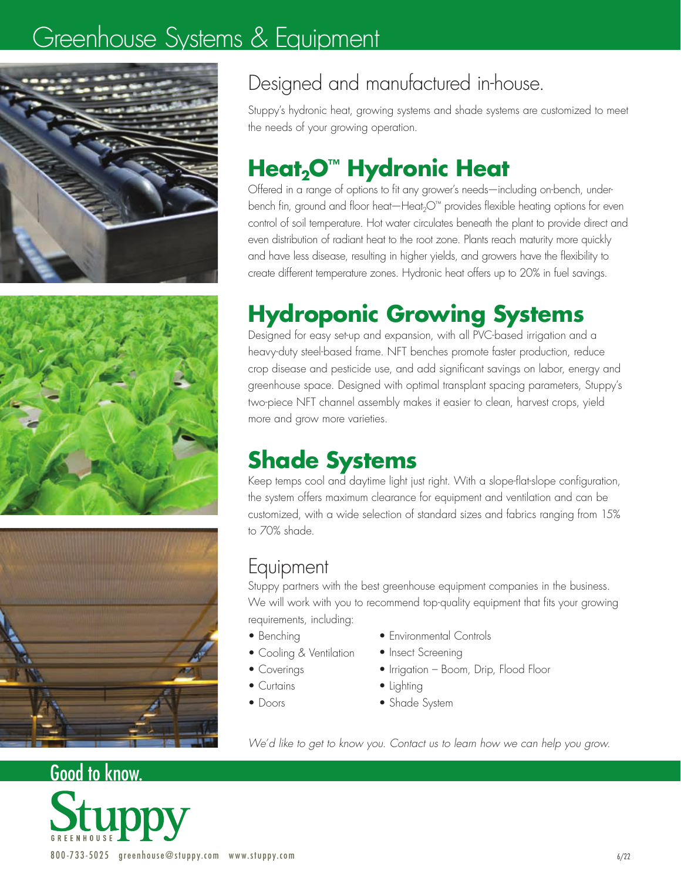# Greenhouse Systems & Equipment

## Designed and manufactured in-house.

Stuppy's hydronic heat, growing systems and shade systems are customized to meet the needs of your growing operation.

## Heat$_2$O™ Hydronic Heat

Offered in a range of options to fit any grower's needs—including on-bench, under-bench fin, ground and floor heat—Heat$_2$O™ provides flexible heating options for even control of soil temperature. Hot water circulates beneath the plant to provide direct and even distribution of radiant heat to the root zone. Plants reach maturity more quickly and have less disease, resulting in higher yields, and growers have the flexibility to create different temperature zones. Hydronic heat offers up to 20% in fuel savings.

## Hydroponic Growing Systems

Designed for easy set-up and expansion, with all PVC-based irrigation and a heavy-duty steel-based frame. NFT benches promote faster production, reduce crop disease and pesticide use, and add significant savings on labor, energy and greenhouse space. Designed with optimal transplant spacing parameters, Stuppy's two-piece NFT channel assembly makes it easier to clean, harvest crops, yield more and grow more varieties.

## Shade Systems

Keep temps cool and daytime light just right. With a slope-flat-slope configuration, the system offers maximum clearance for equipment and ventilation and can be customized, with a wide selection of standard sizes and fabrics ranging from 15% to 70% shade.

## Equipment

Stuppy partners with the best greenhouse equipment companies in the business. We will work with you to recommend top-quality equipment that fits your growing requirements, including:

- Benching
- Cooling & Ventilation
- Coverings
- Curtains
- Doors
- Environmental Controls
- Insect Screening
- Irrigation – Boom, Drip, Flood Floor
- Lighting
- Shade System

*We'd like to get to know you. Contact us to learn how we can help you grow.*

Good to know.

Stuppy GREENHOUSE

800-733-5025 greenhouse@stuppy.com www.stuppy.com

6/22